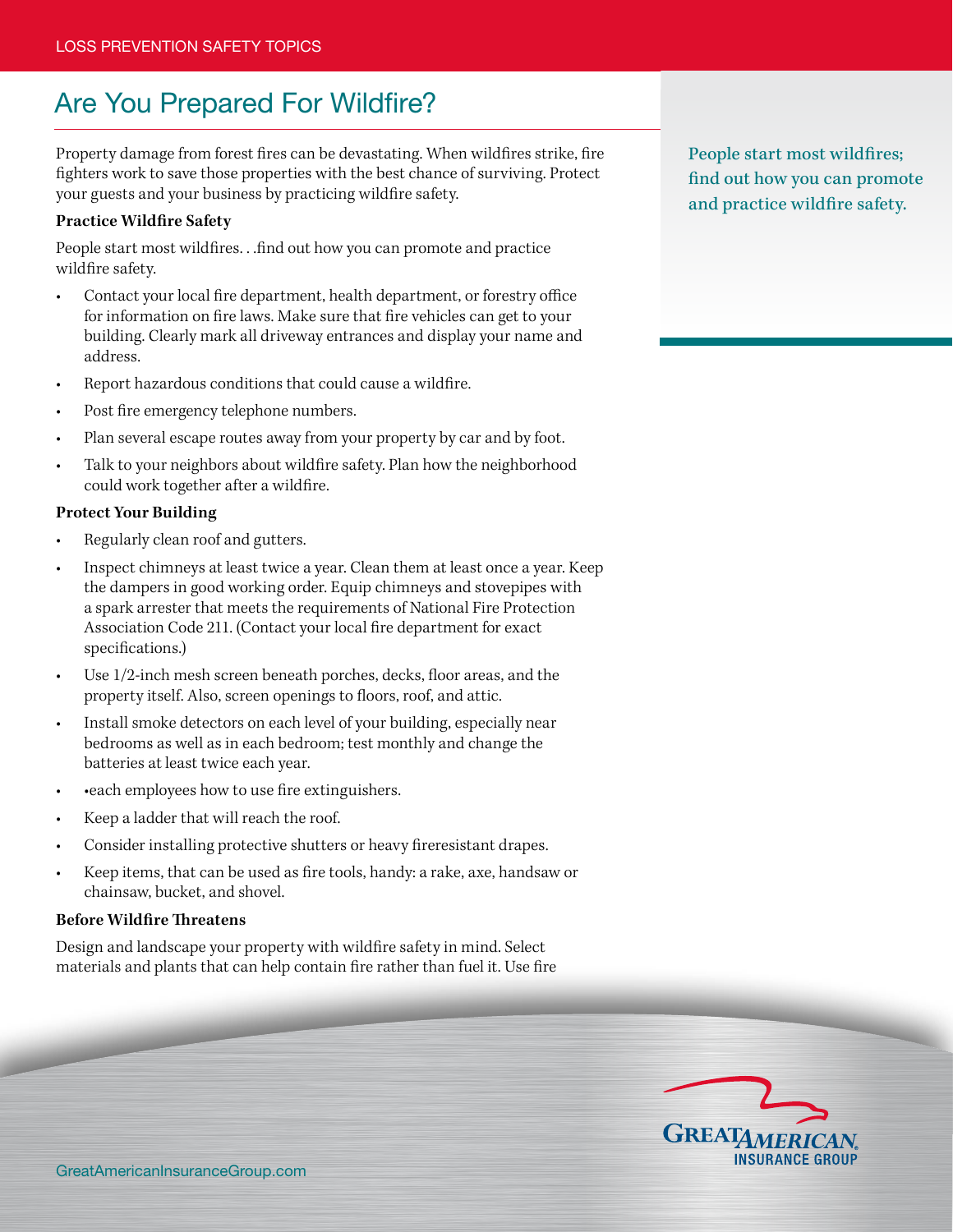LOSS PREVENTION SAFETY TOPICS

# Are You Prepared For Wildfire?

Property damage from forest fires can be devastating. When wildfires strike, fire fighters work to save those properties with the best chance of surviving. Protect your guests and your business by practicing wildfire safety.

People start most wildfires; find out how you can promote and practice wildfire safety.

### Practice Wildfire Safety

People start most wildfires. . .find out how you can promote and practice wildfire safety.

- Contact your local fire department, health department, or forestry office for information on fire laws. Make sure that fire vehicles can get to your building. Clearly mark all driveway entrances and display your name and address.
- Report hazardous conditions that could cause a wildfire.
- Post fire emergency telephone numbers.
- Plan several escape routes away from your property by car and by foot.
- Talk to your neighbors about wildfire safety. Plan how the neighborhood could work together after a wildfire.

### Protect Your Building

- Regularly clean roof and gutters.
- Inspect chimneys at least twice a year. Clean them at least once a year. Keep the dampers in good working order. Equip chimneys and stovepipes with a spark arrester that meets the requirements of National Fire Protection Association Code 211. (Contact your local fire department for exact specifications.)
- Use 1/2-inch mesh screen beneath porches, decks, floor areas, and the property itself. Also, screen openings to floors, roof, and attic.
- Install smoke detectors on each level of your building, especially near bedrooms as well as in each bedroom; test monthly and change the batteries at least twice each year.
- •each employees how to use fire extinguishers.
- Keep a ladder that will reach the roof.
- Consider installing protective shutters or heavy fireresistant drapes.
- Keep items, that can be used as fire tools, handy: a rake, axe, handsaw or chainsaw, bucket, and shovel.

### Before Wildfire Threatens

Design and landscape your property with wildfire safety in mind. Select materials and plants that can help contain fire rather than fuel it. Use fire

GreatAmericanInsuranceGroup.com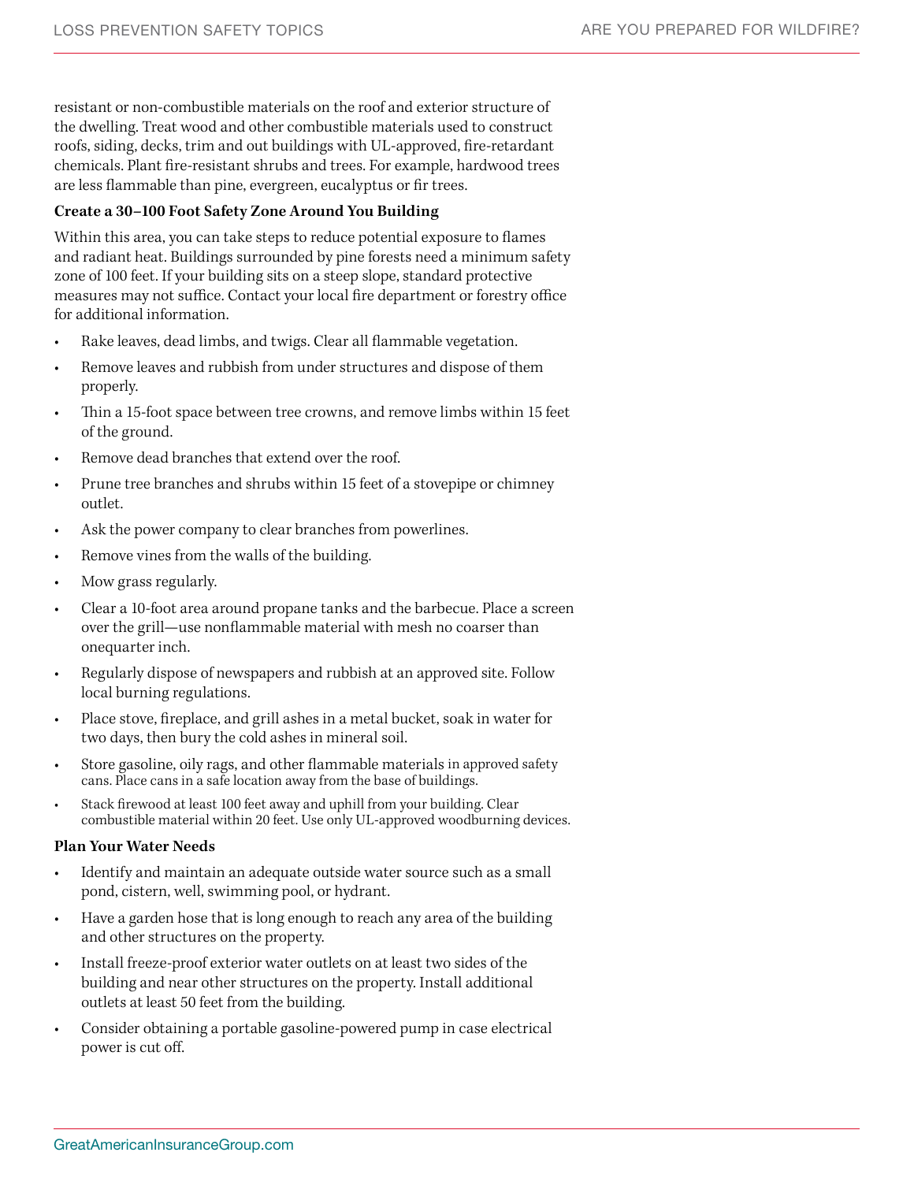resistant or non-combustible materials on the roof and exterior structure of the dwelling. Treat wood and other combustible materials used to construct roofs, siding, decks, trim and out buildings with UL-approved, fire-retardant chemicals. Plant fire-resistant shrubs and trees. For example, hardwood trees are less flammable than pine, evergreen, eucalyptus or fir trees.

**Create a 30–100 Foot Safety Zone Around You Building**

Within this area, you can take steps to reduce potential exposure to flames and radiant heat. Buildings surrounded by pine forests need a minimum safety zone of 100 feet. If your building sits on a steep slope, standard protective measures may not suffice. Contact your local fire department or forestry office for additional information.

- Rake leaves, dead limbs, and twigs. Clear all flammable vegetation.
- Remove leaves and rubbish from under structures and dispose of them properly.
- Thin a 15-foot space between tree crowns, and remove limbs within 15 feet of the ground.
- Remove dead branches that extend over the roof.
- Prune tree branches and shrubs within 15 feet of a stovepipe or chimney outlet.
- Ask the power company to clear branches from powerlines.
- Remove vines from the walls of the building.
- Mow grass regularly.
- Clear a 10-foot area around propane tanks and the barbecue. Place a screen over the grill—use nonflammable material with mesh no coarser than onequarter inch.
- Regularly dispose of newspapers and rubbish at an approved site. Follow local burning regulations.
- Place stove, fireplace, and grill ashes in a metal bucket, soak in water for two days, then bury the cold ashes in mineral soil.
- Store gasoline, oily rags, and other flammable materials in approved safety cans. Place cans in a safe location away from the base of buildings.
- Stack firewood at least 100 feet away and uphill from your building. Clear combustible material within 20 feet. Use only UL-approved woodburning devices.

**Plan Your Water Needs**

- Identify and maintain an adequate outside water source such as a small pond, cistern, well, swimming pool, or hydrant.
- Have a garden hose that is long enough to reach any area of the building and other structures on the property.
- Install freeze-proof exterior water outlets on at least two sides of the building and near other structures on the property. Install additional outlets at least 50 feet from the building.
- Consider obtaining a portable gasoline-powered pump in case electrical power is cut off.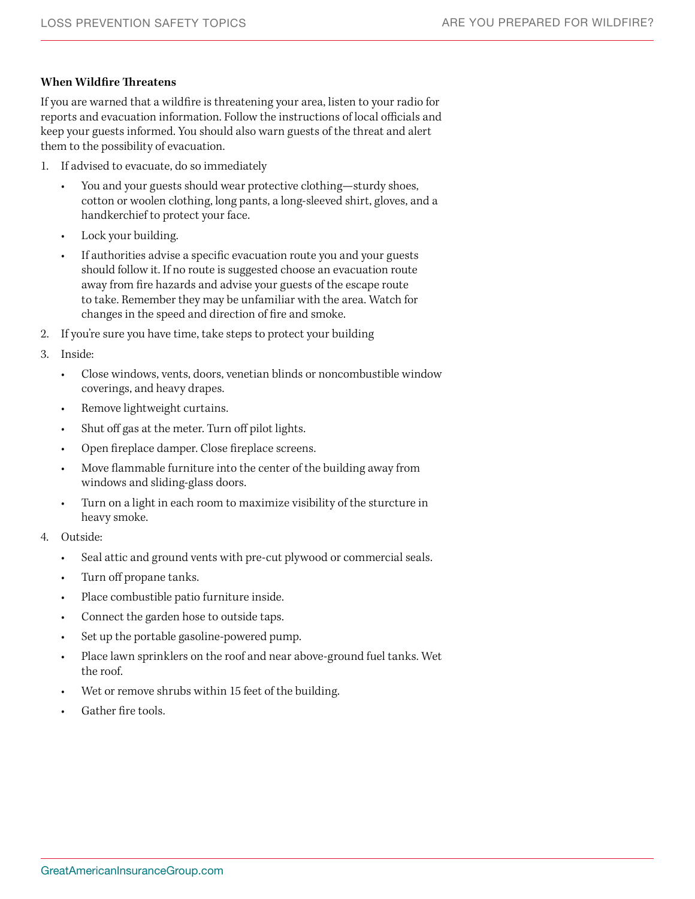**When Wildfire Threatens**

If you are warned that a wildfire is threatening your area, listen to your radio for reports and evacuation information. Follow the instructions of local officials and keep your guests informed. You should also warn guests of the threat and alert them to the possibility of evacuation.

1. If advised to evacuate, do so immediately
   - You and your guests should wear protective clothing—sturdy shoes, cotton or woolen clothing, long pants, a long-sleeved shirt, gloves, and a handkerchief to protect your face.
   - Lock your building.
   - If authorities advise a specific evacuation route you and your guests should follow it. If no route is suggested choose an evacuation route away from fire hazards and advise your guests of the escape route to take. Remember they may be unfamiliar with the area. Watch for changes in the speed and direction of fire and smoke.
2. If you're sure you have time, take steps to protect your building
3. Inside:
   - Close windows, vents, doors, venetian blinds or noncombustible window coverings, and heavy drapes.
   - Remove lightweight curtains.
   - Shut off gas at the meter. Turn off pilot lights.
   - Open fireplace damper. Close fireplace screens.
   - Move flammable furniture into the center of the building away from windows and sliding-glass doors.
   - Turn on a light in each room to maximize visibility of the sturcture in heavy smoke.
4. Outside:
   - Seal attic and ground vents with pre-cut plywood or commercial seals.
   - Turn off propane tanks.
   - Place combustible patio furniture inside.
   - Connect the garden hose to outside taps.
   - Set up the portable gasoline-powered pump.
   - Place lawn sprinklers on the roof and near above-ground fuel tanks. Wet the roof.
   - Wet or remove shrubs within 15 feet of the building.
   - Gather fire tools.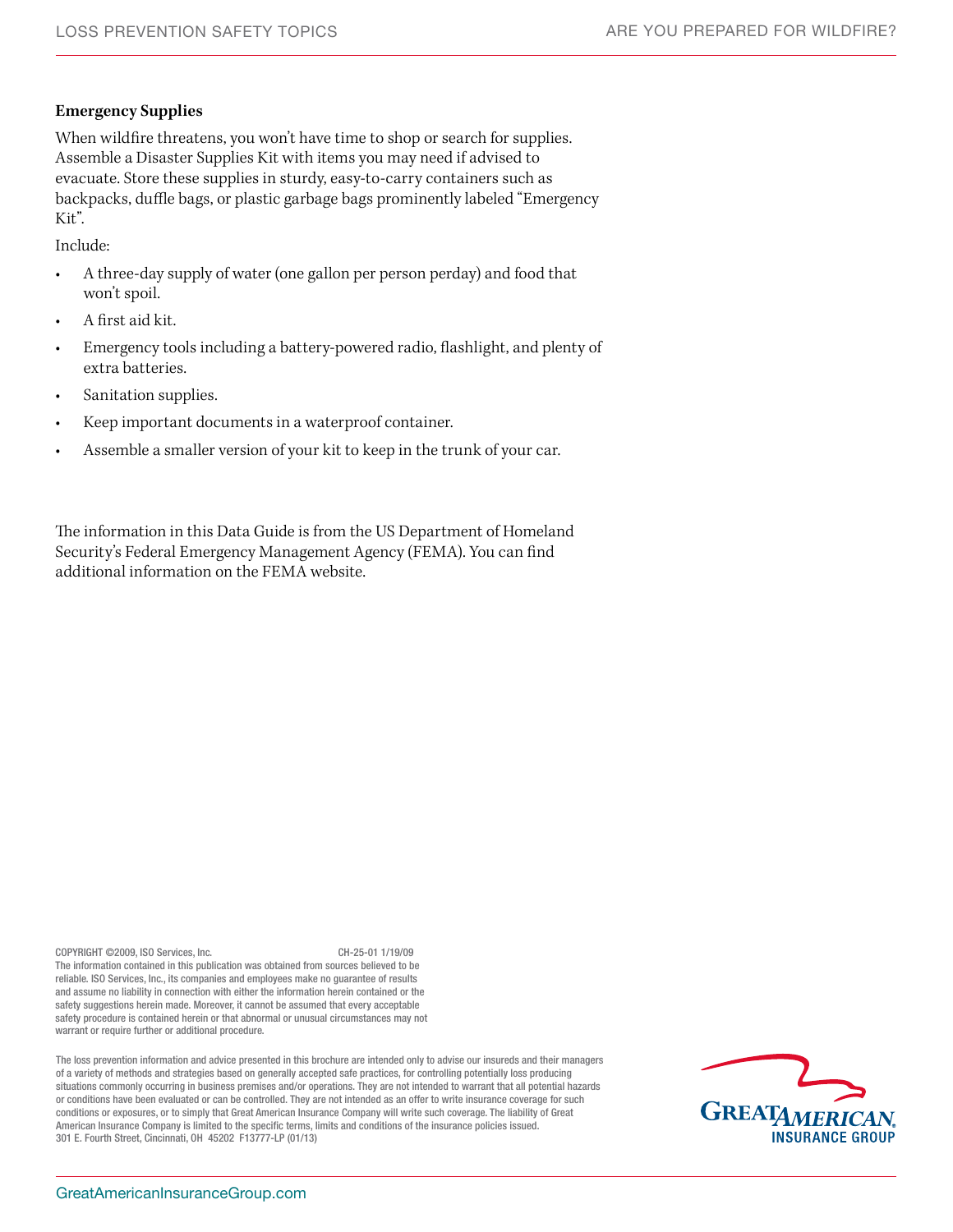**Emergency Supplies**

When wildfire threatens, you won't have time to shop or search for supplies. Assemble a Disaster Supplies Kit with items you may need if advised to evacuate. Store these supplies in sturdy, easy-to-carry containers such as backpacks, duffle bags, or plastic garbage bags prominently labeled "Emergency Kit".

Include:

- A three-day supply of water (one gallon per person perday) and food that won't spoil.
- A first aid kit.
- Emergency tools including a battery-powered radio, flashlight, and plenty of extra batteries.
- Sanitation supplies.
- Keep important documents in a waterproof container.
- Assemble a smaller version of your kit to keep in the trunk of your car.

The information in this Data Guide is from the US Department of Homeland Security's Federal Emergency Management Agency (FEMA). You can find additional information on the FEMA website.

COPYRIGHT ©2009, ISO Services, Inc. CH-25-01 1/19/09

The information contained in this publication was obtained from sources believed to be reliable. ISO Services, Inc., its companies and employees make no guarantee of results and assume no liability in connection with either the information herein contained or the safety suggestions herein made. Moreover, it cannot be assumed that every acceptable safety procedure is contained herein or that abnormal or unusual circumstances may not warrant or require further or additional procedure.

The loss prevention information and advice presented in this brochure are intended only to advise our insureds and their managers of a variety of methods and strategies based on generally accepted safe practices, for controlling potentially loss producing situations commonly occurring in business premises and/or operations. They are not intended to warrant that all potential hazards or conditions have been evaluated or can be controlled. They are not intended as an offer to write insurance coverage for such conditions or exposures, or to simply that Great American Insurance Company will write such coverage. The liability of Great American Insurance Company is limited to the specific terms, limits and conditions of the insurance policies issued.
301 E. Fourth Street, Cincinnati, OH 45202 F13777-LP (01/13)

GREAT AMERICAN INSURANCE GROUP

GreatAmericanInsuranceGroup.com